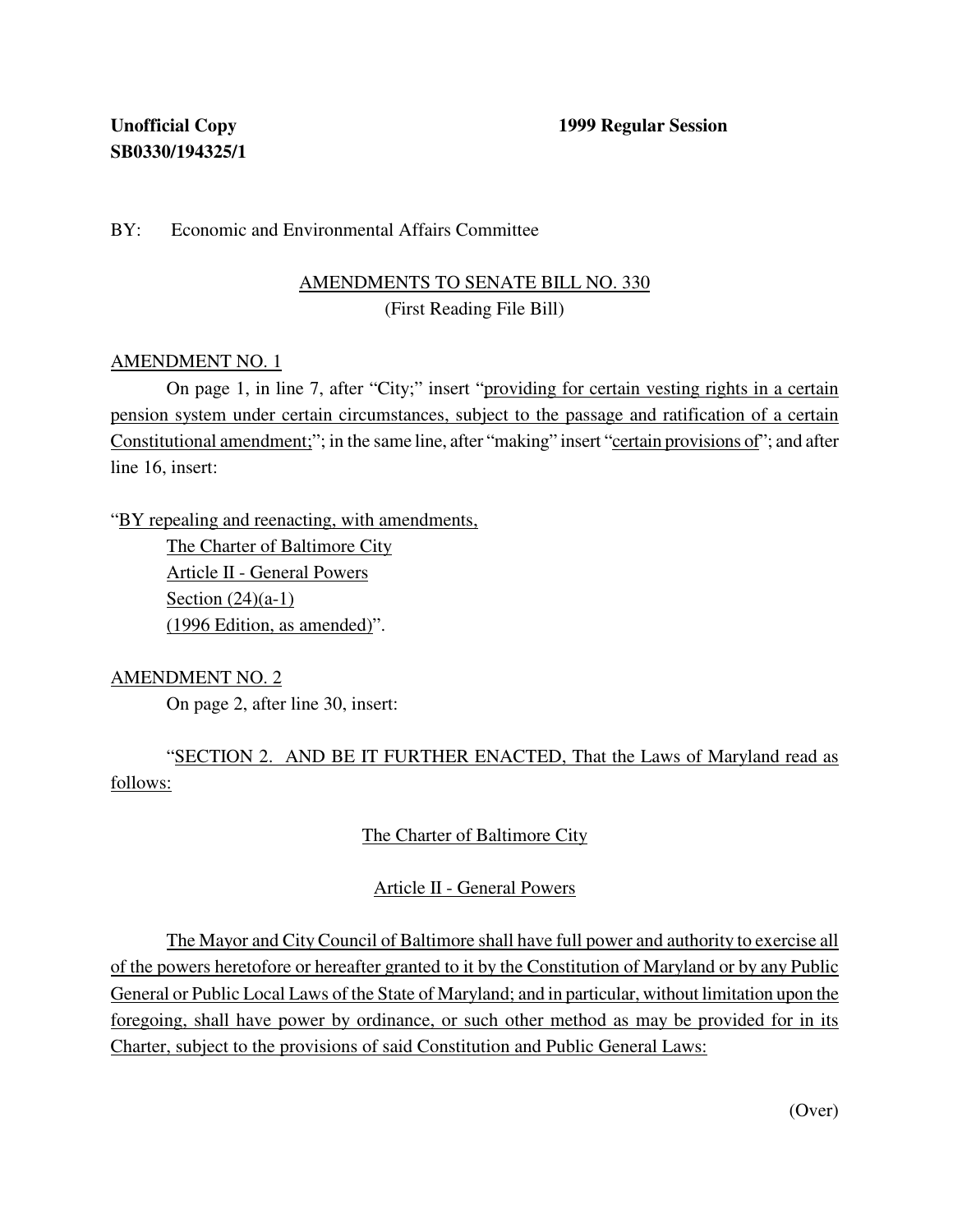**Unofficial Copy** **1999 Regular Session**
**SB0330/194325/1**

BY: Economic and Environmental Affairs Committee

AMENDMENTS TO SENATE BILL NO. 330
(First Reading File Bill)

AMENDMENT NO. 1

On page 1, in line 7, after "City;" insert "providing for certain vesting rights in a certain pension system under certain circumstances, subject to the passage and ratification of a certain Constitutional amendment;"; in the same line, after "making" insert "certain provisions of"; and after line 16, insert:

"BY repealing and reenacting, with amendments,
The Charter of Baltimore City
Article II - General Powers
Section (24)(a-1)
(1996 Edition, as amended)".

AMENDMENT NO. 2

On page 2, after line 30, insert:

"SECTION 2. AND BE IT FURTHER ENACTED, That the Laws of Maryland read as follows:

The Charter of Baltimore City

Article II - General Powers

The Mayor and City Council of Baltimore shall have full power and authority to exercise all of the powers heretofore or hereafter granted to it by the Constitution of Maryland or by any Public General or Public Local Laws of the State of Maryland; and in particular, without limitation upon the foregoing, shall have power by ordinance, or such other method as may be provided for in its Charter, subject to the provisions of said Constitution and Public General Laws:

(Over)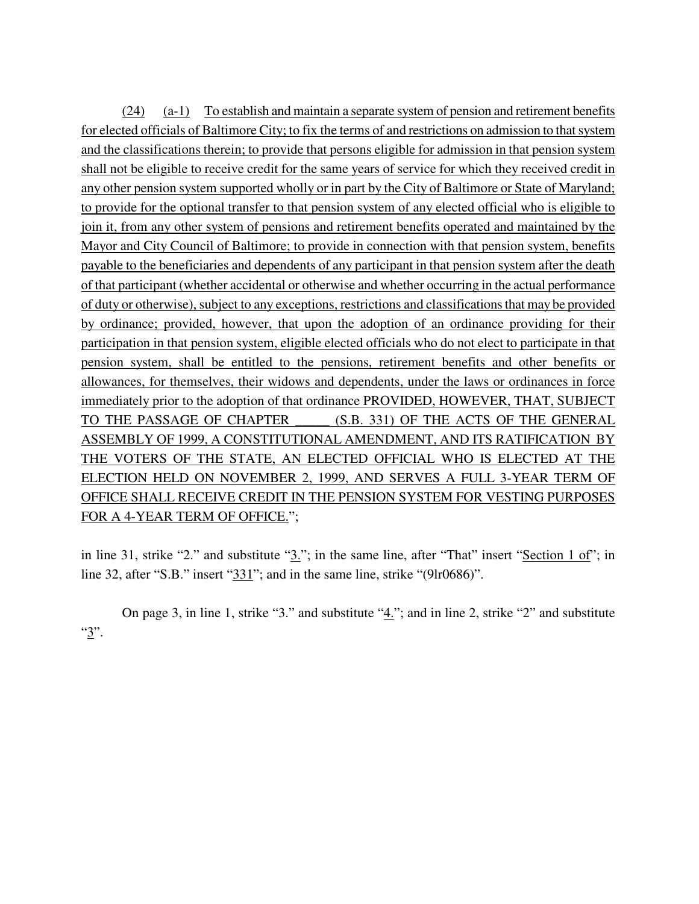(24) (a-1) To establish and maintain a separate system of pension and retirement benefits for elected officials of Baltimore City; to fix the terms of and restrictions on admission to that system and the classifications therein; to provide that persons eligible for admission in that pension system shall not be eligible to receive credit for the same years of service for which they received credit in any other pension system supported wholly or in part by the City of Baltimore or State of Maryland; to provide for the optional transfer to that pension system of any elected official who is eligible to join it, from any other system of pensions and retirement benefits operated and maintained by the Mayor and City Council of Baltimore; to provide in connection with that pension system, benefits payable to the beneficiaries and dependents of any participant in that pension system after the death of that participant (whether accidental or otherwise and whether occurring in the actual performance of duty or otherwise), subject to any exceptions, restrictions and classifications that may be provided by ordinance; provided, however, that upon the adoption of an ordinance providing for their participation in that pension system, eligible elected officials who do not elect to participate in that pension system, shall be entitled to the pensions, retirement benefits and other benefits or allowances, for themselves, their widows and dependents, under the laws or ordinances in force immediately prior to the adoption of that ordinance PROVIDED, HOWEVER, THAT, SUBJECT TO THE PASSAGE OF CHAPTER _____ (S.B. 331) OF THE ACTS OF THE GENERAL ASSEMBLY OF 1999, A CONSTITUTIONAL AMENDMENT, AND ITS RATIFICATION BY THE VOTERS OF THE STATE, AN ELECTED OFFICIAL WHO IS ELECTED AT THE ELECTION HELD ON NOVEMBER 2, 1999, AND SERVES A FULL 3-YEAR TERM OF OFFICE SHALL RECEIVE CREDIT IN THE PENSION SYSTEM FOR VESTING PURPOSES FOR A 4-YEAR TERM OF OFFICE.";

in line 31, strike "2." and substitute "3."; in the same line, after "That" insert "Section 1 of"; in line 32, after "S.B." insert "331"; and in the same line, strike "(9lr0686)".

On page 3, in line 1, strike "3." and substitute "4."; and in line 2, strike "2" and substitute "3".